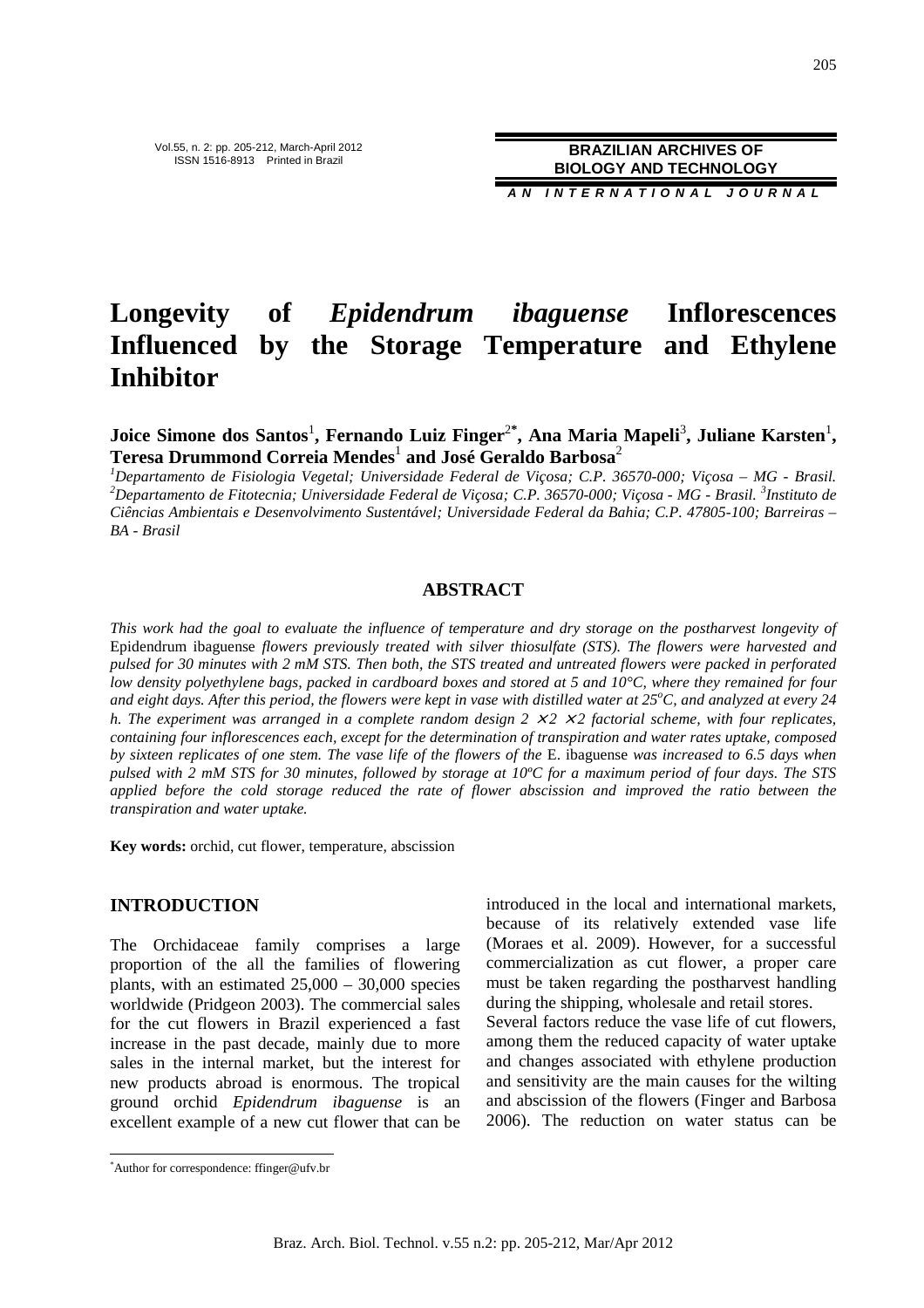# Longevity of *Epidendrum ibaguense* Inflorescences Influenced by the Storage Temperature and Ethylene Inhibitor

**Joice Simone dos Santos**[1]**, Fernando Luiz Finger**[2*]**, Ana Maria Mapeli**[3]**, Juliane Karsten**[1]**, Teresa Drummond Correia Mendes**[1] **and José Geraldo Barbosa**[2]

*[1]Departamento de Fisiologia Vegetal; Universidade Federal de Viçosa; C.P. 36570-000; Viçosa – MG - Brasil. [2]Departamento de Fitotecnia; Universidade Federal de Viçosa; C.P. 36570-000; Viçosa - MG - Brasil. [3]Instituto de Ciências Ambientais e Desenvolvimento Sustentável; Universidade Federal da Bahia; C.P. 47805-100; Barreiras – BA - Brasil*

## ABSTRACT

*This work had the goal to evaluate the influence of temperature and dry storage on the postharvest longevity of* Epidendrum ibaguense *flowers previously treated with silver thiosulfate (STS). The flowers were harvested and pulsed for 30 minutes with 2 mM STS. Then both, the STS treated and untreated flowers were packed in perforated low density polyethylene bags, packed in cardboard boxes and stored at 5 and 10°C, where they remained for four and eight days. After this period, the flowers were kept in vase with distilled water at 25°C, and analyzed at every 24 h. The experiment was arranged in a complete random design 2 × 2 × 2 factorial scheme, with four replicates, containing four inflorescences each, except for the determination of transpiration and water rates uptake, composed by sixteen replicates of one stem. The vase life of the flowers of the* E. ibaguense *was increased to 6.5 days when pulsed with 2 mM STS for 30 minutes, followed by storage at 10ºC for a maximum period of four days. The STS applied before the cold storage reduced the rate of flower abscission and improved the ratio between the transpiration and water uptake.*

**Key words:** orchid, cut flower, temperature, abscission

## INTRODUCTION

The Orchidaceae family comprises a large proportion of the all the families of flowering plants, with an estimated 25,000 – 30,000 species worldwide (Pridgeon 2003). The commercial sales for the cut flowers in Brazil experienced a fast increase in the past decade, mainly due to more sales in the internal market, but the interest for new products abroad is enormous. The tropical ground orchid *Epidendrum ibaguense* is an excellent example of a new cut flower that can be introduced in the local and international markets, because of its relatively extended vase life (Moraes et al. 2009). However, for a successful commercialization as cut flower, a proper care must be taken regarding the postharvest handling during the shipping, wholesale and retail stores.

Several factors reduce the vase life of cut flowers, among them the reduced capacity of water uptake and changes associated with ethylene production and sensitivity are the main causes for the wilting and abscission of the flowers (Finger and Barbosa 2006). The reduction on water status can be

*Author for correspondence: ffinger@ufv.br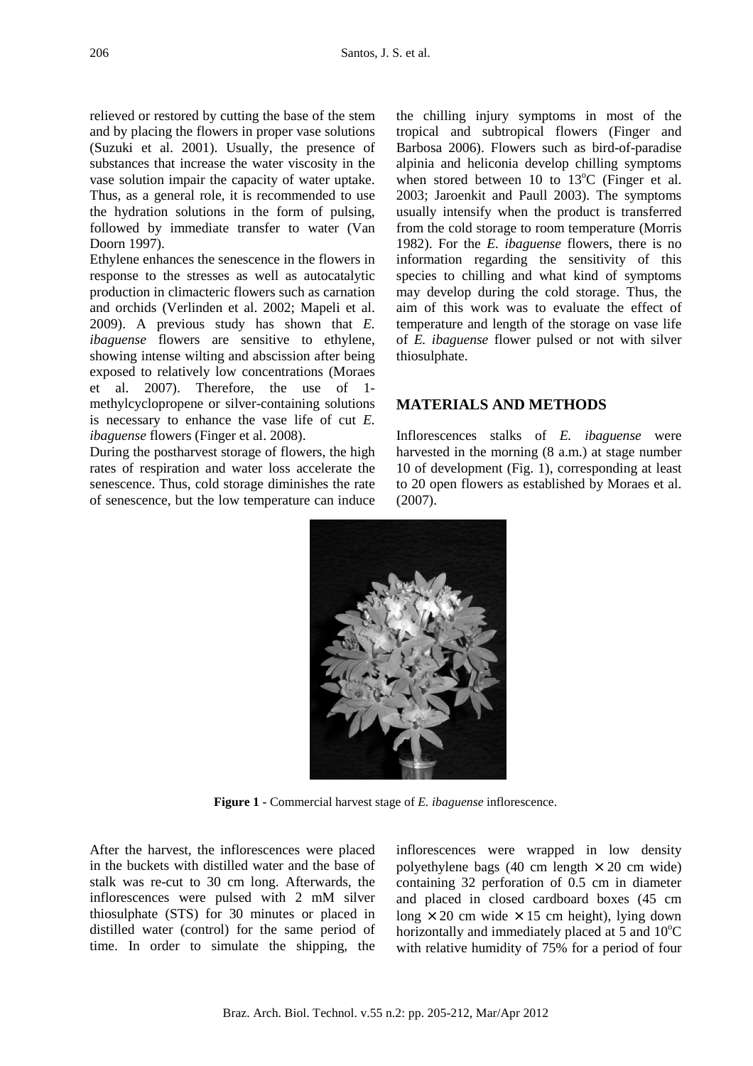relieved or restored by cutting the base of the stem and by placing the flowers in proper vase solutions (Suzuki et al. 2001). Usually, the presence of substances that increase the water viscosity in the vase solution impair the capacity of water uptake. Thus, as a general role, it is recommended to use the hydration solutions in the form of pulsing, followed by immediate transfer to water (Van Doorn 1997).

Ethylene enhances the senescence in the flowers in response to the stresses as well as autocatalytic production in climacteric flowers such as carnation and orchids (Verlinden et al. 2002; Mapeli et al. 2009). A previous study has shown that *E. ibaguense* flowers are sensitive to ethylene, showing intense wilting and abscission after being exposed to relatively low concentrations (Moraes et al. 2007). Therefore, the use of 1-methylcyclopropene or silver-containing solutions is necessary to enhance the vase life of cut *E. ibaguense* flowers (Finger et al. 2008).

During the postharvest storage of flowers, the high rates of respiration and water loss accelerate the senescence. Thus, cold storage diminishes the rate of senescence, but the low temperature can induce the chilling injury symptoms in most of the tropical and subtropical flowers (Finger and Barbosa 2006). Flowers such as bird-of-paradise alpinia and heliconia develop chilling symptoms when stored between 10 to 13°C (Finger et al. 2003; Jaroenkit and Paull 2003). The symptoms usually intensify when the product is transferred from the cold storage to room temperature (Morris 1982). For the *E. ibaguense* flowers, there is no information regarding the sensitivity of this species to chilling and what kind of symptoms may develop during the cold storage. Thus, the aim of this work was to evaluate the effect of temperature and length of the storage on vase life of *E. ibaguense* flower pulsed or not with silver thiosulphate.

## MATERIALS AND METHODS

Inflorescences stalks of *E. ibaguense* were harvested in the morning (8 a.m.) at stage number 10 of development (Fig. 1), corresponding at least to 20 open flowers as established by Moraes et al. (2007).

**Figure 1** - Commercial harvest stage of *E. ibaguense* inflorescence.

After the harvest, the inflorescences were placed in the buckets with distilled water and the base of stalk was re-cut to 30 cm long. Afterwards, the inflorescences were pulsed with 2 mM silver thiosulphate (STS) for 30 minutes or placed in distilled water (control) for the same period of time. In order to simulate the shipping, the inflorescences were wrapped in low density polyethylene bags (40 cm length × 20 cm wide) containing 32 perforation of 0.5 cm in diameter and placed in closed cardboard boxes (45 cm long × 20 cm wide × 15 cm height), lying down horizontally and immediately placed at 5 and 10°C with relative humidity of 75% for a period of four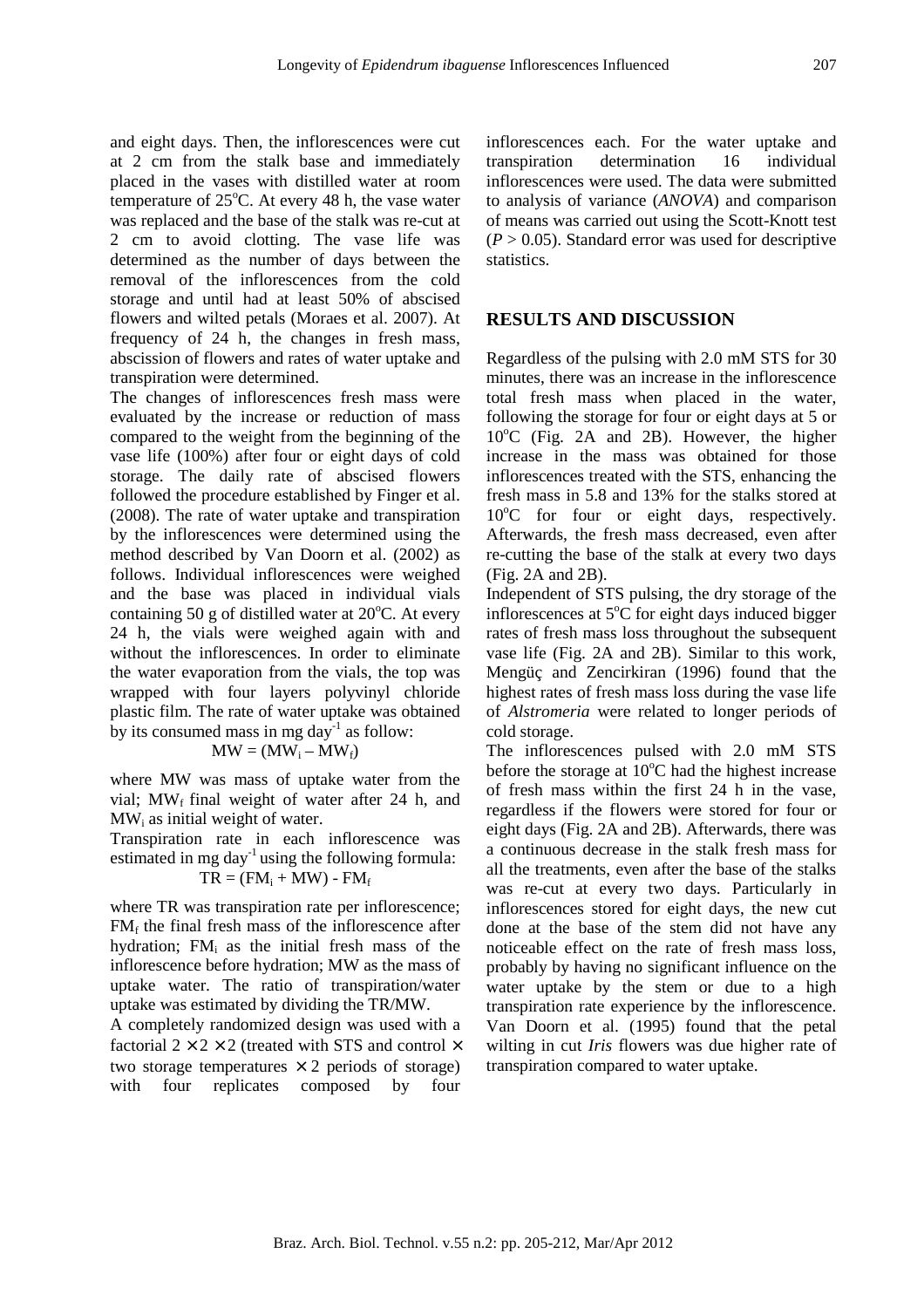and eight days. Then, the inflorescences were cut at 2 cm from the stalk base and immediately placed in the vases with distilled water at room temperature of 25°C. At every 48 h, the vase water was replaced and the base of the stalk was re-cut at 2 cm to avoid clotting. The vase life was determined as the number of days between the removal of the inflorescences from the cold storage and until had at least 50% of abscised flowers and wilted petals (Moraes et al. 2007). At frequency of 24 h, the changes in fresh mass, abscission of flowers and rates of water uptake and transpiration were determined.

The changes of inflorescences fresh mass were evaluated by the increase or reduction of mass compared to the weight from the beginning of the vase life (100%) after four or eight days of cold storage. The daily rate of abscised flowers followed the procedure established by Finger et al. (2008). The rate of water uptake and transpiration by the inflorescences were determined using the method described by Van Doorn et al. (2002) as follows. Individual inflorescences were weighed and the base was placed in individual vials containing 50 g of distilled water at 20°C. At every 24 h, the vials were weighed again with and without the inflorescences. In order to eliminate the water evaporation from the vials, the top was wrapped with four layers polyvinyl chloride plastic film. The rate of water uptake was obtained by its consumed mass in mg day$^{-1}$ as follow:

$$MW = (MW_i - MW_f)$$

where MW was mass of uptake water from the vial; $MW_f$ final weight of water after 24 h, and $MW_i$ as initial weight of water.

Transpiration rate in each inflorescence was estimated in mg day$^{-1}$ using the following formula:

$$TR = (FM_i + MW) - FM_f$$

where TR was transpiration rate per inflorescence; $FM_f$ the final fresh mass of the inflorescence after hydration; $FM_i$ as the initial fresh mass of the inflorescence before hydration; MW as the mass of uptake water. The ratio of transpiration/water uptake was estimated by dividing the TR/MW.

A completely randomized design was used with a factorial $2 \times 2 \times 2$ (treated with STS and control $\times$ two storage temperatures $\times$ 2 periods of storage) with four replicates composed by four inflorescences each. For the water uptake and transpiration determination 16 individual inflorescences were used. The data were submitted to analysis of variance (*ANOVA*) and comparison of means was carried out using the Scott-Knott test ($P > 0.05$). Standard error was used for descriptive statistics.

## RESULTS AND DISCUSSION

Regardless of the pulsing with 2.0 mM STS for 30 minutes, there was an increase in the inflorescence total fresh mass when placed in the water, following the storage for four or eight days at 5 or 10°C (Fig. 2A and 2B). However, the higher increase in the mass was obtained for those inflorescences treated with the STS, enhancing the fresh mass in 5.8 and 13% for the stalks stored at 10°C for four or eight days, respectively. Afterwards, the fresh mass decreased, even after re-cutting the base of the stalk at every two days (Fig. 2A and 2B).

Independent of STS pulsing, the dry storage of the inflorescences at 5°C for eight days induced bigger rates of fresh mass loss throughout the subsequent vase life (Fig. 2A and 2B). Similar to this work, Mengüç and Zencirkiran (1996) found that the highest rates of fresh mass loss during the vase life of *Alstromeria* were related to longer periods of cold storage.

The inflorescences pulsed with 2.0 mM STS before the storage at 10°C had the highest increase of fresh mass within the first 24 h in the vase, regardless if the flowers were stored for four or eight days (Fig. 2A and 2B). Afterwards, there was a continuous decrease in the stalk fresh mass for all the treatments, even after the base of the stalks was re-cut at every two days. Particularly in inflorescences stored for eight days, the new cut done at the base of the stem did not have any noticeable effect on the rate of fresh mass loss, probably by having no significant influence on the water uptake by the stem or due to a high transpiration rate experience by the inflorescence. Van Doorn et al. (1995) found that the petal wilting in cut *Iris* flowers was due higher rate of transpiration compared to water uptake.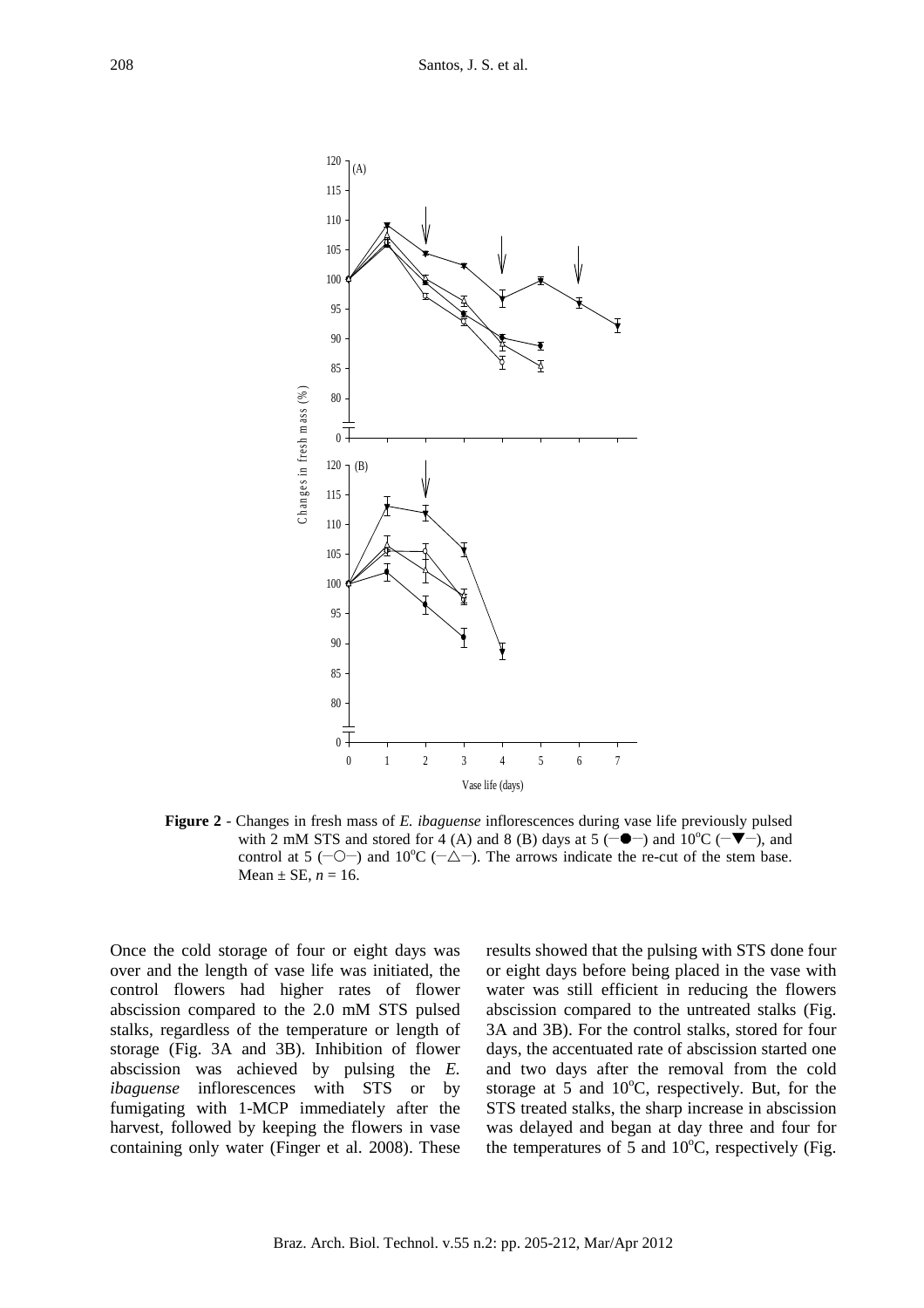**Figure 2** - Changes in fresh mass of *E. ibaguense* inflorescences during vase life previously pulsed with 2 mM STS and stored for 4 (A) and 8 (B) days at 5 (─●─) and 10°C (─▼─), and control at 5 (─○─) and 10°C (─△─). The arrows indicate the re-cut of the stem base. Mean ± SE, *n* = 16.

Once the cold storage of four or eight days was over and the length of vase life was initiated, the control flowers had higher rates of flower abscission compared to the 2.0 mM STS pulsed stalks, regardless of the temperature or length of storage (Fig. 3A and 3B). Inhibition of flower abscission was achieved by pulsing the *E. ibaguense* inflorescences with STS or by fumigating with 1-MCP immediately after the harvest, followed by keeping the flowers in vase containing only water (Finger et al. 2008). These results showed that the pulsing with STS done four or eight days before being placed in the vase with water was still efficient in reducing the flowers abscission compared to the untreated stalks (Fig. 3A and 3B). For the control stalks, stored for four days, the accentuated rate of abscission started one and two days after the removal from the cold storage at 5 and 10°C, respectively. But, for the STS treated stalks, the sharp increase in abscission was delayed and began at day three and four for the temperatures of 5 and 10°C, respectively (Fig.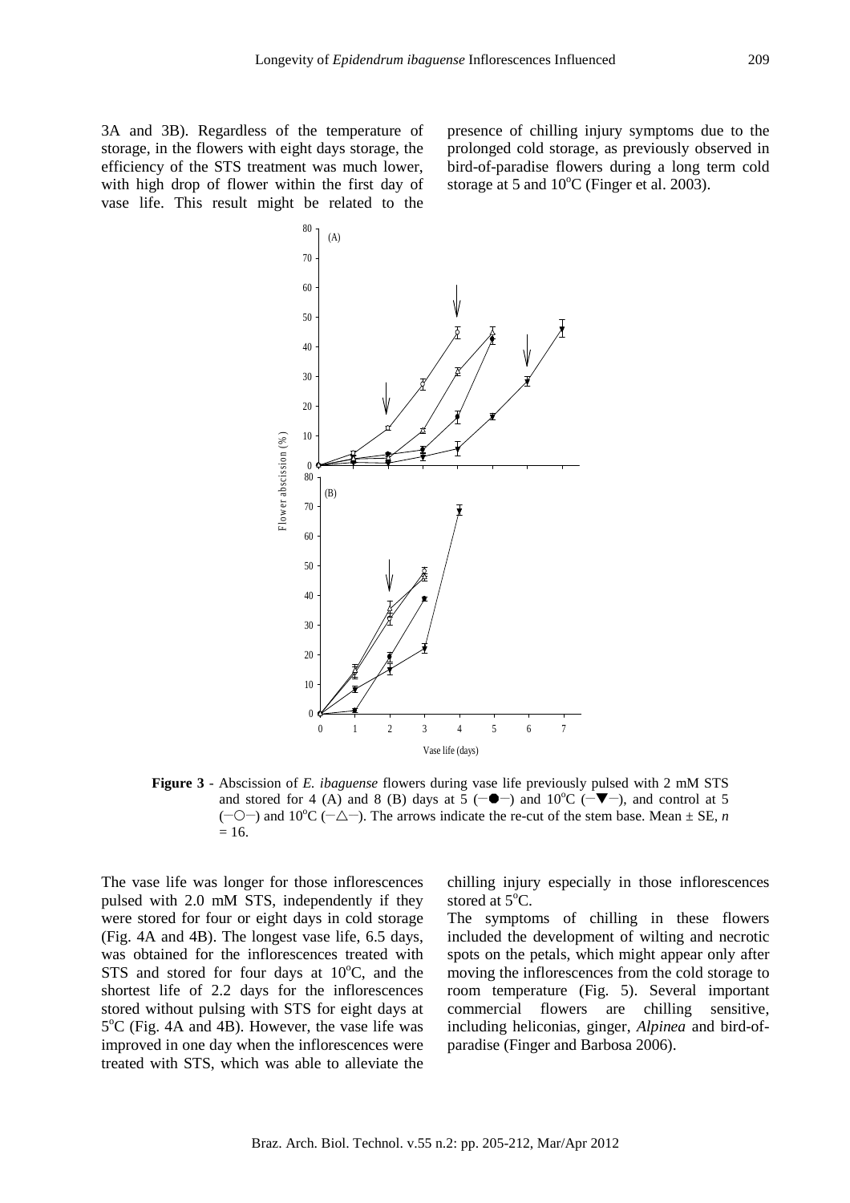3A and 3B). Regardless of the temperature of storage, in the flowers with eight days storage, the efficiency of the STS treatment was much lower, with high drop of flower within the first day of vase life. This result might be related to the presence of chilling injury symptoms due to the prolonged cold storage, as previously observed in bird-of-paradise flowers during a long term cold storage at 5 and 10°C (Finger et al. 2003).

**Figure 3** - Abscission of *E. ibaguense* flowers during vase life previously pulsed with 2 mM STS and stored for 4 (A) and 8 (B) days at 5 (—●—) and 10°C (—▼—), and control at 5 (—○—) and 10°C (—△—). The arrows indicate the re-cut of the stem base. Mean ± SE, *n* = 16.

The vase life was longer for those inflorescences pulsed with 2.0 mM STS, independently if they were stored for four or eight days in cold storage (Fig. 4A and 4B). The longest vase life, 6.5 days, was obtained for the inflorescences treated with STS and stored for four days at 10°C, and the shortest life of 2.2 days for the inflorescences stored without pulsing with STS for eight days at 5°C (Fig. 4A and 4B). However, the vase life was improved in one day when the inflorescences were treated with STS, which was able to alleviate the chilling injury especially in those inflorescences stored at 5°C.

The symptoms of chilling in these flowers included the development of wilting and necrotic spots on the petals, which might appear only after moving the inflorescences from the cold storage to room temperature (Fig. 5). Several important commercial flowers are chilling sensitive, including heliconias, ginger, *Alpinea* and bird-of-paradise (Finger and Barbosa 2006).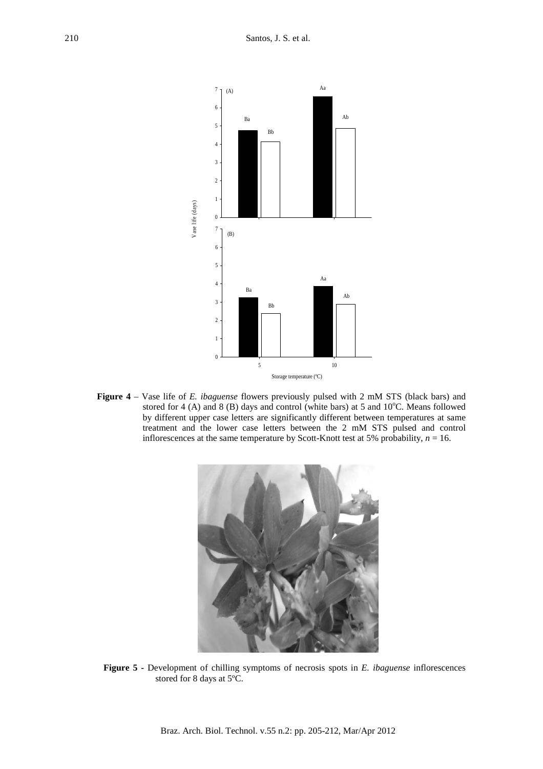**Figure 4** – Vase life of *E. ibaguense* flowers previously pulsed with 2 mM STS (black bars) and stored for 4 (A) and 8 (B) days and control (white bars) at 5 and 10°C. Means followed by different upper case letters are significantly different between temperatures at same treatment and the lower case letters between the 2 mM STS pulsed and control inflorescences at the same temperature by Scott-Knott test at 5% probability, $n = 16$.

**Figure 5 -** Development of chilling symptoms of necrosis spots in *E. ibaguense* inflorescences stored for 8 days at 5ºC.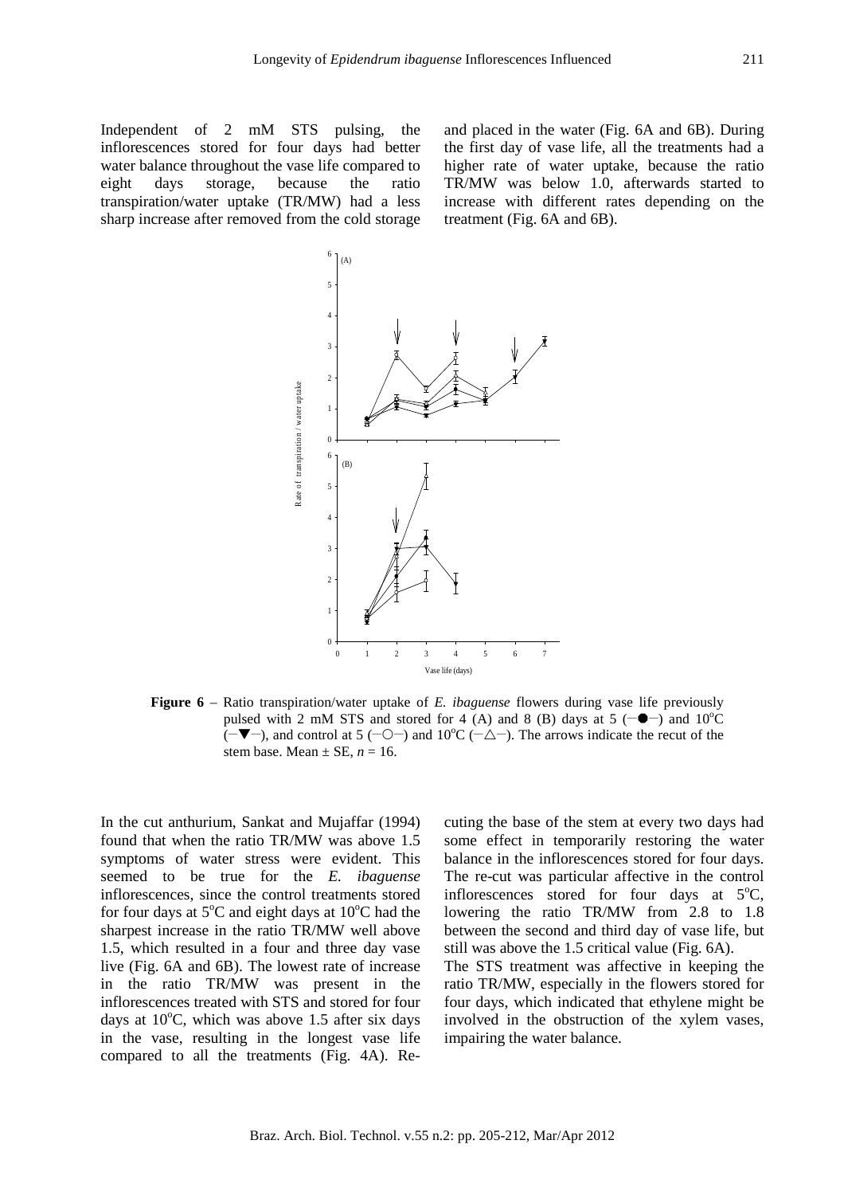Independent of 2 mM STS pulsing, the inflorescences stored for four days had better water balance throughout the vase life compared to eight days storage, because the ratio transpiration/water uptake (TR/MW) had a less sharp increase after removed from the cold storage and placed in the water (Fig. 6A and 6B). During the first day of vase life, all the treatments had a higher rate of water uptake, because the ratio TR/MW was below 1.0, afterwards started to increase with different rates depending on the treatment (Fig. 6A and 6B).

**Figure 6** – Ratio transpiration/water uptake of *E. ibaguense* flowers during vase life previously pulsed with 2 mM STS and stored for 4 (A) and 8 (B) days at 5 (−●−) and 10°C (−▼−), and control at 5 (−○−) and 10°C (−△−). The arrows indicate the recut of the stem base. Mean ± SE, $n = 16$.

In the cut anthurium, Sankat and Mujaffar (1994) found that when the ratio TR/MW was above 1.5 symptoms of water stress were evident. This seemed to be true for the *E. ibaguense* inflorescences, since the control treatments stored for four days at 5°C and eight days at 10°C had the sharpest increase in the ratio TR/MW well above 1.5, which resulted in a four and three day vase live (Fig. 6A and 6B). The lowest rate of increase in the ratio TR/MW was present in the inflorescences treated with STS and stored for four days at 10°C, which was above 1.5 after six days in the vase, resulting in the longest vase life compared to all the treatments (Fig. 4A). Re-cuting the base of the stem at every two days had some effect in temporarily restoring the water balance in the inflorescences stored for four days. The re-cut was particular affective in the control inflorescences stored for four days at 5°C, lowering the ratio TR/MW from 2.8 to 1.8 between the second and third day of vase life, but still was above the 1.5 critical value (Fig. 6A).

The STS treatment was affective in keeping the ratio TR/MW, especially in the flowers stored for four days, which indicated that ethylene might be involved in the obstruction of the xylem vases, impairing the water balance.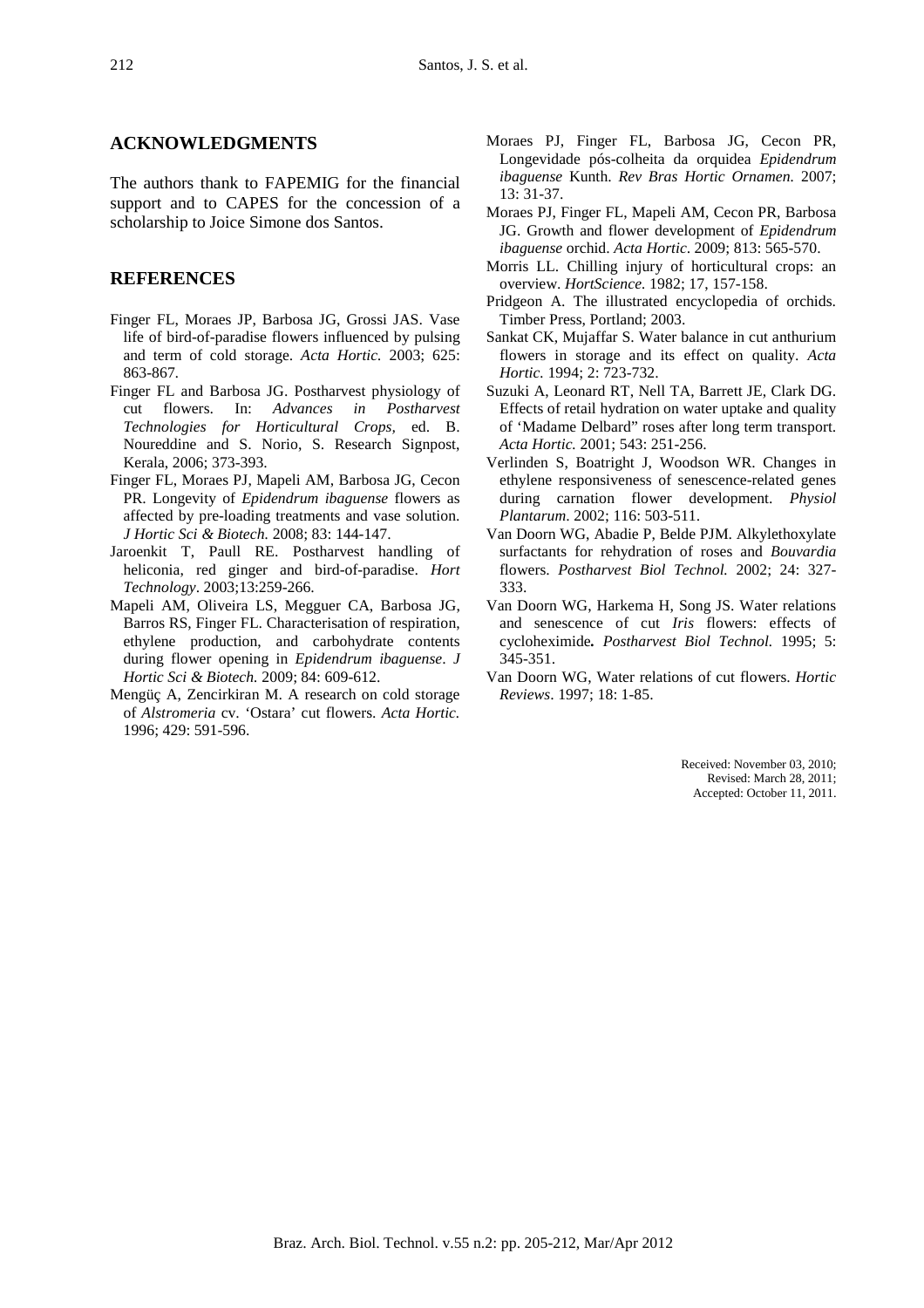## ACKNOWLEDGMENTS

The authors thank to FAPEMIG for the financial support and to CAPES for the concession of a scholarship to Joice Simone dos Santos.

## REFERENCES

Finger FL, Moraes JP, Barbosa JG, Grossi JAS. Vase life of bird-of-paradise flowers influenced by pulsing and term of cold storage. *Acta Hortic.* 2003; 625: 863-867.

Finger FL and Barbosa JG. Postharvest physiology of cut flowers. In: *Advances in Postharvest Technologies for Horticultural Crops,* ed. B. Noureddine and S. Norio, S. Research Signpost, Kerala, 2006; 373-393.

Finger FL, Moraes PJ, Mapeli AM, Barbosa JG, Cecon PR. Longevity of *Epidendrum ibaguense* flowers as affected by pre-loading treatments and vase solution. *J Hortic Sci & Biotech.* 2008; 83: 144-147.

Jaroenkit T, Paull RE. Postharvest handling of heliconia, red ginger and bird-of-paradise. *Hort Technology*. 2003;13:259-266.

Mapeli AM, Oliveira LS, Megguer CA, Barbosa JG, Barros RS, Finger FL. Characterisation of respiration, ethylene production, and carbohydrate contents during flower opening in *Epidendrum ibaguense*. *J Hortic Sci & Biotech.* 2009; 84: 609-612.

Mengüç A, Zencirkiran M. A research on cold storage of *Alstromeria* cv. 'Ostara' cut flowers. *Acta Hortic.* 1996; 429: 591-596.

Moraes PJ, Finger FL, Barbosa JG, Cecon PR, Longevidade pós-colheita da orquidea *Epidendrum ibaguense* Kunth. *Rev Bras Hortic Ornamen.* 2007; 13: 31-37.

Moraes PJ, Finger FL, Mapeli AM, Cecon PR, Barbosa JG. Growth and flower development of *Epidendrum ibaguense* orchid. *Acta Hortic*. 2009; 813: 565-570.

Morris LL. Chilling injury of horticultural crops: an overview. *HortScience.* 1982; 17, 157-158.

Pridgeon A. The illustrated encyclopedia of orchids. Timber Press, Portland; 2003.

Sankat CK, Mujaffar S. Water balance in cut anthurium flowers in storage and its effect on quality. *Acta Hortic.* 1994; 2: 723-732.

Suzuki A, Leonard RT, Nell TA, Barrett JE, Clark DG. Effects of retail hydration on water uptake and quality of 'Madame Delbard" roses after long term transport. *Acta Hortic.* 2001; 543: 251-256.

Verlinden S, Boatright J, Woodson WR. Changes in ethylene responsiveness of senescence-related genes during carnation flower development. *Physiol Plantarum*. 2002; 116: 503-511.

Van Doorn WG, Abadie P, Belde PJM. Alkylethoxylate surfactants for rehydration of roses and *Bouvardia* flowers. *Postharvest Biol Technol.* 2002; 24: 327-333.

Van Doorn WG, Harkema H, Song JS. Water relations and senescence of cut *Iris* flowers: effects of cycloheximide**.** *Postharvest Biol Technol.* 1995; 5: 345-351.

Van Doorn WG, Water relations of cut flowers. *Hortic Reviews*. 1997; 18: 1-85.

Received: November 03, 2010;
Revised: March 28, 2011;
Accepted: October 11, 2011.